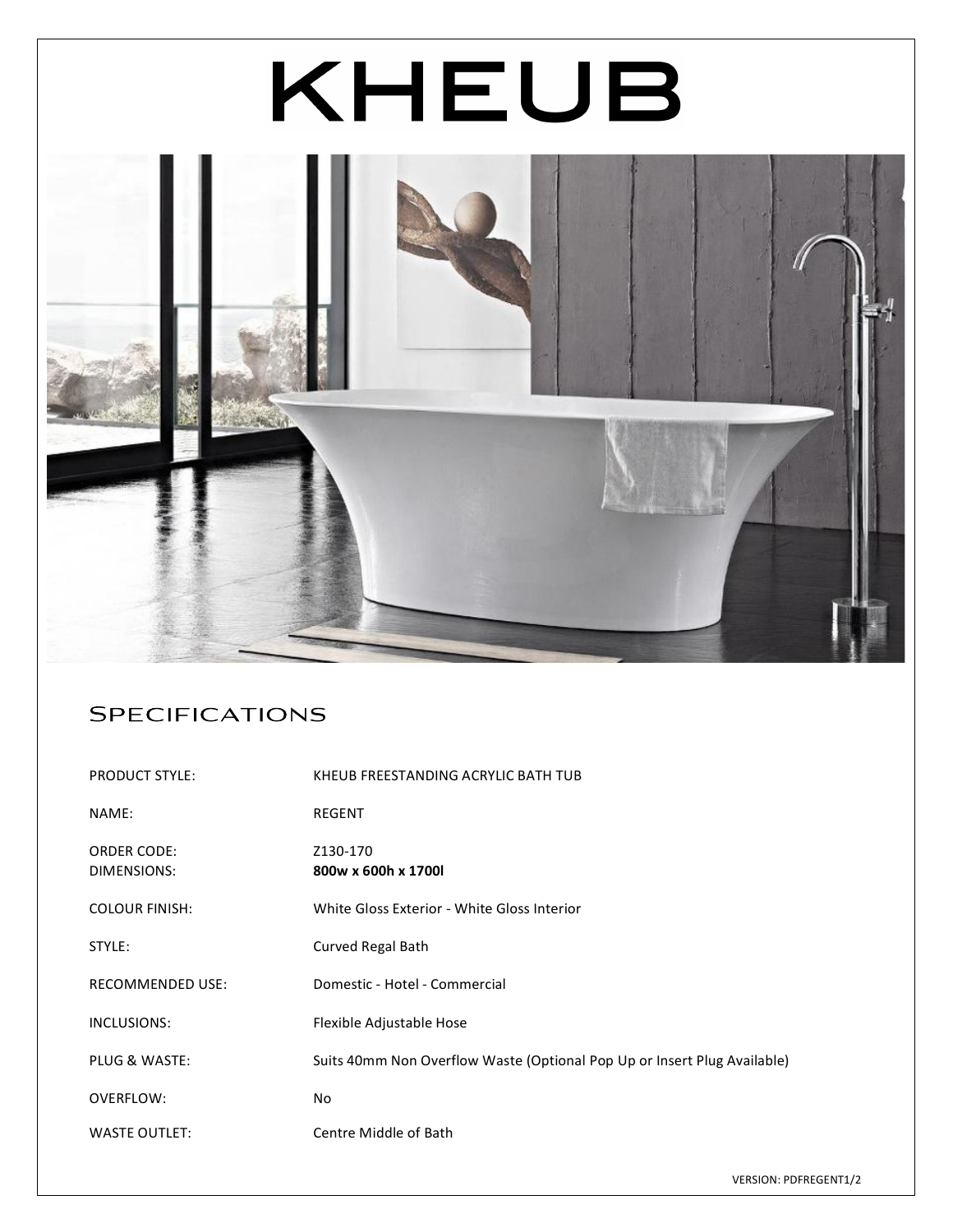# KHEUB

## Specifications

| | |
|---|---|
| PRODUCT STYLE: | KHEUB FREESTANDING ACRYLIC BATH TUB |
| NAME: | REGENT |
| ORDER CODE: | Z130-170 |
| DIMENSIONS: | **800w x 600h x 1700l** |
| COLOUR FINISH: | White Gloss Exterior - White Gloss Interior |
| STYLE: | Curved Regal Bath |
| RECOMMENDED USE: | Domestic - Hotel - Commercial |
| INCLUSIONS: | Flexible Adjustable Hose |
| PLUG & WASTE: | Suits 40mm Non Overflow Waste (Optional Pop Up or Insert Plug Available) |
| OVERFLOW: | No |
| WASTE OUTLET: | Centre Middle of Bath |

VERSION: PDFREGENT1/2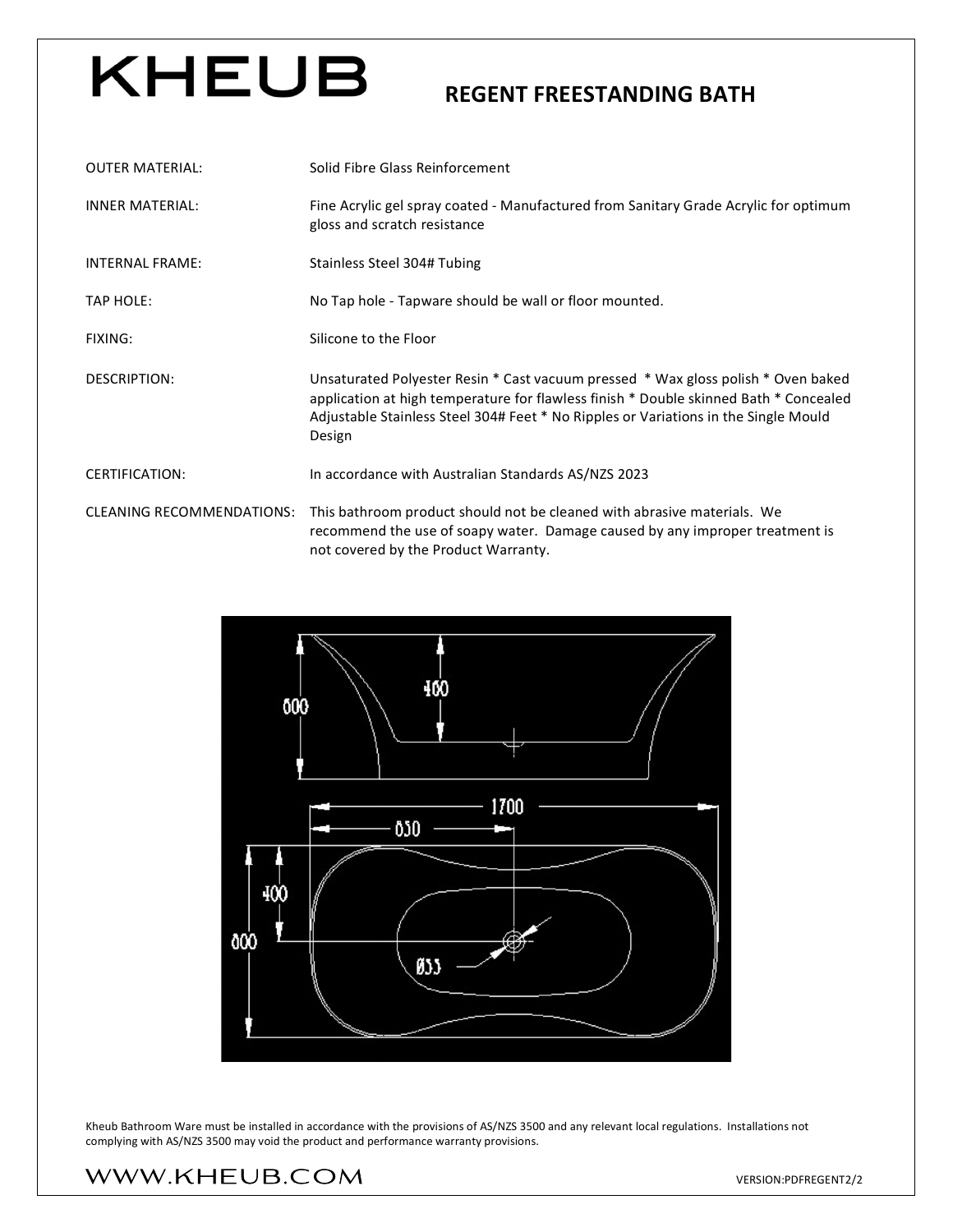# KHEUB

## REGENT FREESTANDING BATH

| | |
|---|---|
| OUTER MATERIAL: | Solid Fibre Glass Reinforcement |
| INNER MATERIAL: | Fine Acrylic gel spray coated - Manufactured from Sanitary Grade Acrylic for optimum gloss and scratch resistance |
| INTERNAL FRAME: | Stainless Steel 304# Tubing |
| TAP HOLE: | No Tap hole - Tapware should be wall or floor mounted. |
| FIXING: | Silicone to the Floor |
| DESCRIPTION: | Unsaturated Polyester Resin * Cast vacuum pressed * Wax gloss polish * Oven baked application at high temperature for flawless finish * Double skinned Bath * Concealed Adjustable Stainless Steel 304# Feet * No Ripples or Variations in the Single Mould Design |
| CERTIFICATION: | In accordance with Australian Standards AS/NZS 2023 |
| CLEANING RECOMMENDATIONS: | This bathroom product should not be cleaned with abrasive materials. We recommend the use of soapy water. Damage caused by any improper treatment is not covered by the Product Warranty. |

600

400

1700

850

400

800

Ø55

Kheub Bathroom Ware must be installed in accordance with the provisions of AS/NZS 3500 and any relevant local regulations. Installations not complying with AS/NZS 3500 may void the product and performance warranty provisions.

WWW.KHEUB.COM

VERSION:PDFREGENT2/2